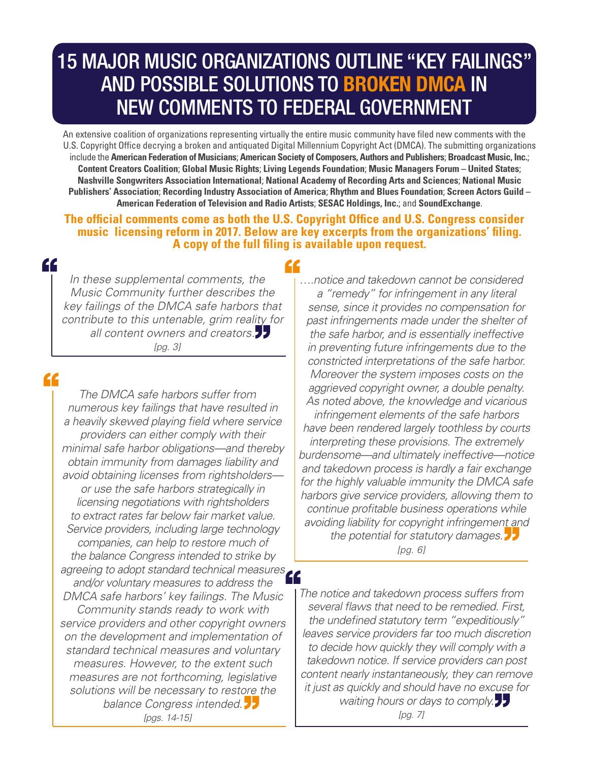# 15 MAJOR MUSIC ORGANIZATIONS OUTLINE "KEY FAILINGS" AND POSSIBLE SOLUTIONS TO BROKEN DMCA IN NEW COMMENTS TO FEDERAL GOVERNMENT

An extensive coalition of organizations representing virtually the entire music community have filed new comments with the U.S. Copyright Office decrying a broken and antiquated Digital Millennium Copyright Act (DMCA). The submitting organizations include the **American Federation of Musicians**; **American Society of Composers, Authors and Publishers**; **Broadcast Music, Inc.**; **Content Creators Coalition**; **Global Music Rights**; **Living Legends Foundation**; **Music Managers Forum – United States**; **Nashville Songwriters Association International**; **National Academy of Recording Arts and Sciences**; **National Music Publishers' Association**; **Recording Industry Association of America**; **Rhythm and Blues Foundation**; **Screen Actors Guild – American Federation of Television and Radio Artists**; **SESAC Holdings, Inc.**; and **SoundExchange**.

**The official comments come as both the U.S. Copyright Office and U.S. Congress consider music licensing reform in 2017. Below are key excerpts from the organizations' filing. A copy of the full filing is available upon request.**

> *In these supplemental comments, the Music Community further describes the key failings of the DMCA safe harbors that contribute to this untenable, grim reality for all content owners and creators.*
>
> [pg. 3]

> *The DMCA safe harbors suffer from numerous key failings that have resulted in a heavily skewed playing field where service providers can either comply with their minimal safe harbor obligations—and thereby obtain immunity from damages liability and avoid obtaining licenses from rightsholders—or use the safe harbors strategically in licensing negotiations with rightsholders to extract rates far below fair market value. Service providers, including large technology companies, can help to restore much of the balance Congress intended to strike by agreeing to adopt standard technical measures and/or voluntary measures to address the DMCA safe harbors' key failings. The Music Community stands ready to work with service providers and other copyright owners on the development and implementation of standard technical measures and voluntary measures. However, to the extent such measures are not forthcoming, legislative solutions will be necessary to restore the balance Congress intended.*
>
> [pgs. 14-15]

> *….notice and takedown cannot be considered a "remedy" for infringement in any literal sense, since it provides no compensation for past infringements made under the shelter of the safe harbor, and is essentially ineffective in preventing future infringements due to the constricted interpretations of the safe harbor. Moreover the system imposes costs on the aggrieved copyright owner, a double penalty. As noted above, the knowledge and vicarious infringement elements of the safe harbors have been rendered largely toothless by courts interpreting these provisions. The extremely burdensome—and ultimately ineffective—notice and takedown process is hardly a fair exchange for the highly valuable immunity the DMCA safe harbors give service providers, allowing them to continue profitable business operations while avoiding liability for copyright infringement and the potential for statutory damages.*
>
> [pg. 6]

> *The notice and takedown process suffers from several flaws that need to be remedied. First, the undefined statutory term "expeditiously" leaves service providers far too much discretion to decide how quickly they will comply with a takedown notice. If service providers can post content nearly instantaneously, they can remove it just as quickly and should have no excuse for waiting hours or days to comply.*
>
> [pg. 7]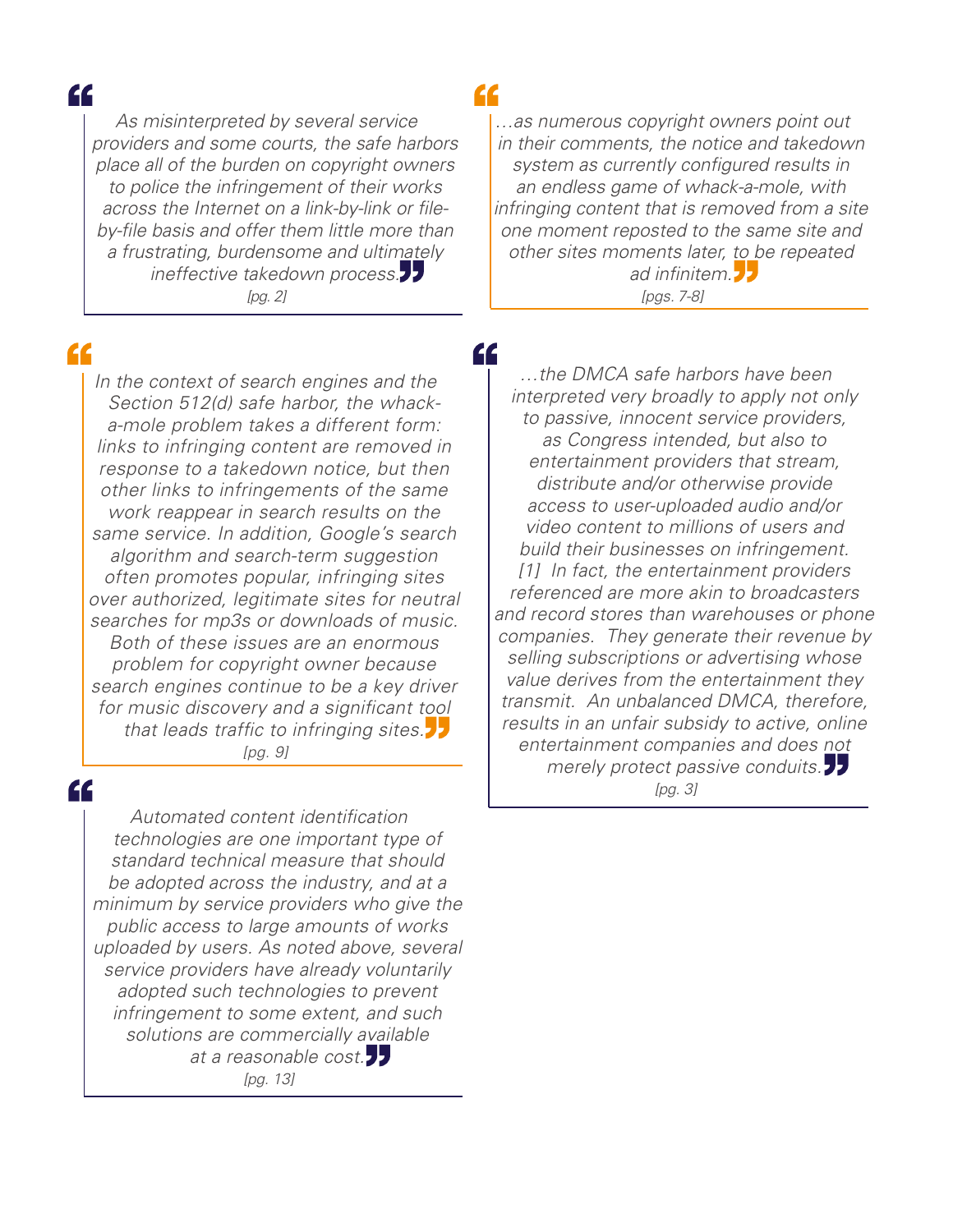*As misinterpreted by several service providers and some courts, the safe harbors place all of the burden on copyright owners to police the infringement of their works across the Internet on a link-by-link or file-by-file basis and offer them little more than a frustrating, burdensome and ultimately ineffective takedown process.*

[pg. 2]

*In the context of search engines and the Section 512(d) safe harbor, the whack-a-mole problem takes a different form: links to infringing content are removed in response to a takedown notice, but then other links to infringements of the same work reappear in search results on the same service. In addition, Google's search algorithm and search-term suggestion often promotes popular, infringing sites over authorized, legitimate sites for neutral searches for mp3s or downloads of music. Both of these issues are an enormous problem for copyright owner because search engines continue to be a key driver for music discovery and a significant tool that leads traffic to infringing sites.*

[pg. 9]

*Automated content identification technologies are one important type of standard technical measure that should be adopted across the industry, and at a minimum by service providers who give the public access to large amounts of works uploaded by users. As noted above, several service providers have already voluntarily adopted such technologies to prevent infringement to some extent, and such solutions are commercially available at a reasonable cost.*

[pg. 13]

*…as numerous copyright owners point out in their comments, the notice and takedown system as currently configured results in an endless game of whack-a-mole, with infringing content that is removed from a site one moment reposted to the same site and other sites moments later, to be repeated ad infinitem.*

[pgs. 7-8]

*…the DMCA safe harbors have been interpreted very broadly to apply not only to passive, innocent service providers, as Congress intended, but also to entertainment providers that stream, distribute and/or otherwise provide access to user-uploaded audio and/or video content to millions of users and build their businesses on infringement. [1] In fact, the entertainment providers referenced are more akin to broadcasters and record stores than warehouses or phone companies. They generate their revenue by selling subscriptions or advertising whose value derives from the entertainment they transmit. An unbalanced DMCA, therefore, results in an unfair subsidy to active, online entertainment companies and does not merely protect passive conduits.*

[pg. 3]